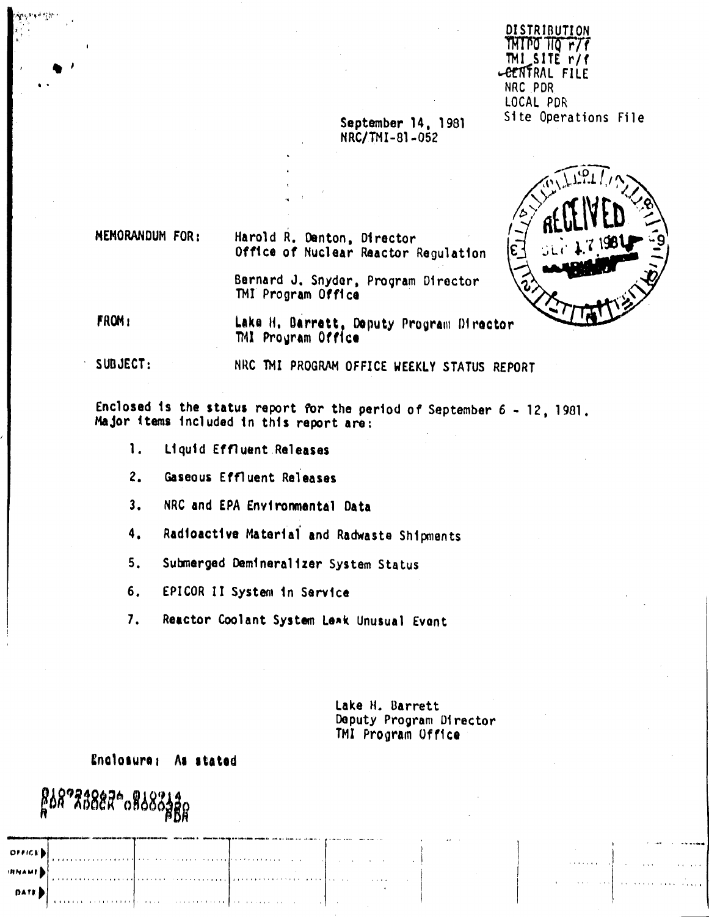DISTRIBUTION
TMIPO HQ r/f
TMI SITE r/f
CENTRAL FILE
NRC PDR
LOCAL PDR
Site Operations File

September 14, 1981
NRC/TMI-81-052

RECEIVED
SEP 17 1981

MEMORANDUM FOR: Harold R. Denton, Director
Office of Nuclear Reactor Regulation

Bernard J. Snyder, Program Director
TMI Program Office

FROM: Lake H. Barrett, Deputy Program Director
TMI Program Office

SUBJECT: NRC TMI PROGRAM OFFICE WEEKLY STATUS REPORT

Enclosed is the status report for the period of September 6 - 12, 1981. Major items included in this report are:

1. Liquid Effluent Releases
2. Gaseous Effluent Releases
3. NRC and EPA Environmental Data
4. Radioactive Material and Radwaste Shipments
5. Submerged Demineralizer System Status
6. EPICOR II System in Service
7. Reactor Coolant System Leak Unusual Event

Lake H. Barrett
Deputy Program Director
TMI Program Office

Enclosure: As stated

8109240626 810914
PDR ADOCK 05000320
R PDR

| OFFICE | | | | | | | |
|---|---|---|---|---|---|---|---|
| SURNAME | | | | | | | |
| DATE | | | | | | | |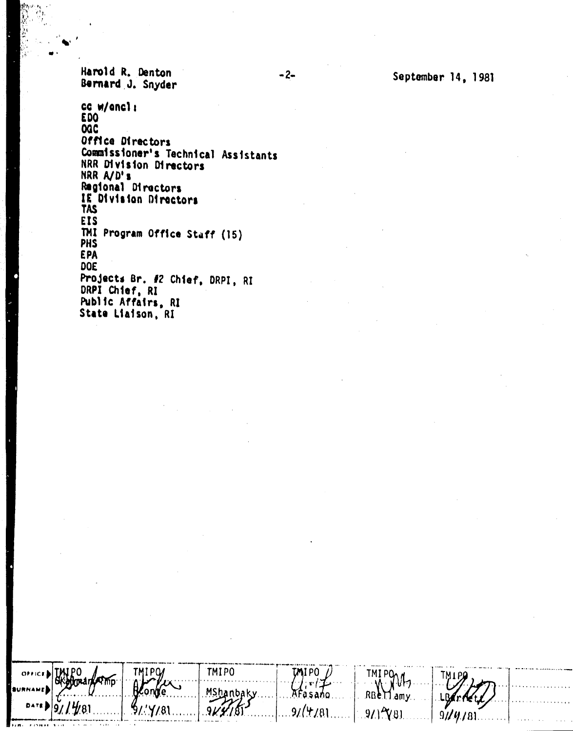Harold R. Denton
Bernard J. Snyder

September 14, 1981

cc w/encl:
EDO
OGC
Office Directors
Commissioner's Technical Assistants
NRR Division Directors
NRR A/D's
Regional Directors
IE Division Directors
TAS
EIS
TMI Program Office Staff (15)
PHS
EPA
DOE
Projects Br. #2 Chief, DRPI, RI
DRPI Chief, RI
Public Affairs, RI
State Liaison, RI

| OFFICE | TMIPO | TMIPO | TMIPO | TMIPO | TMIPO | TMIPO | |
|---|---|---|---|---|---|---|---|
| SURNAME | GKalman/tmp | BConte | MShanbaky | AFasano | RBellamy | LBarrett | |
| DATE | 9/14/81 | 9/14/81 | 9/14/81 | 9/14/81 | 9/14/81 | 9/14/81 | |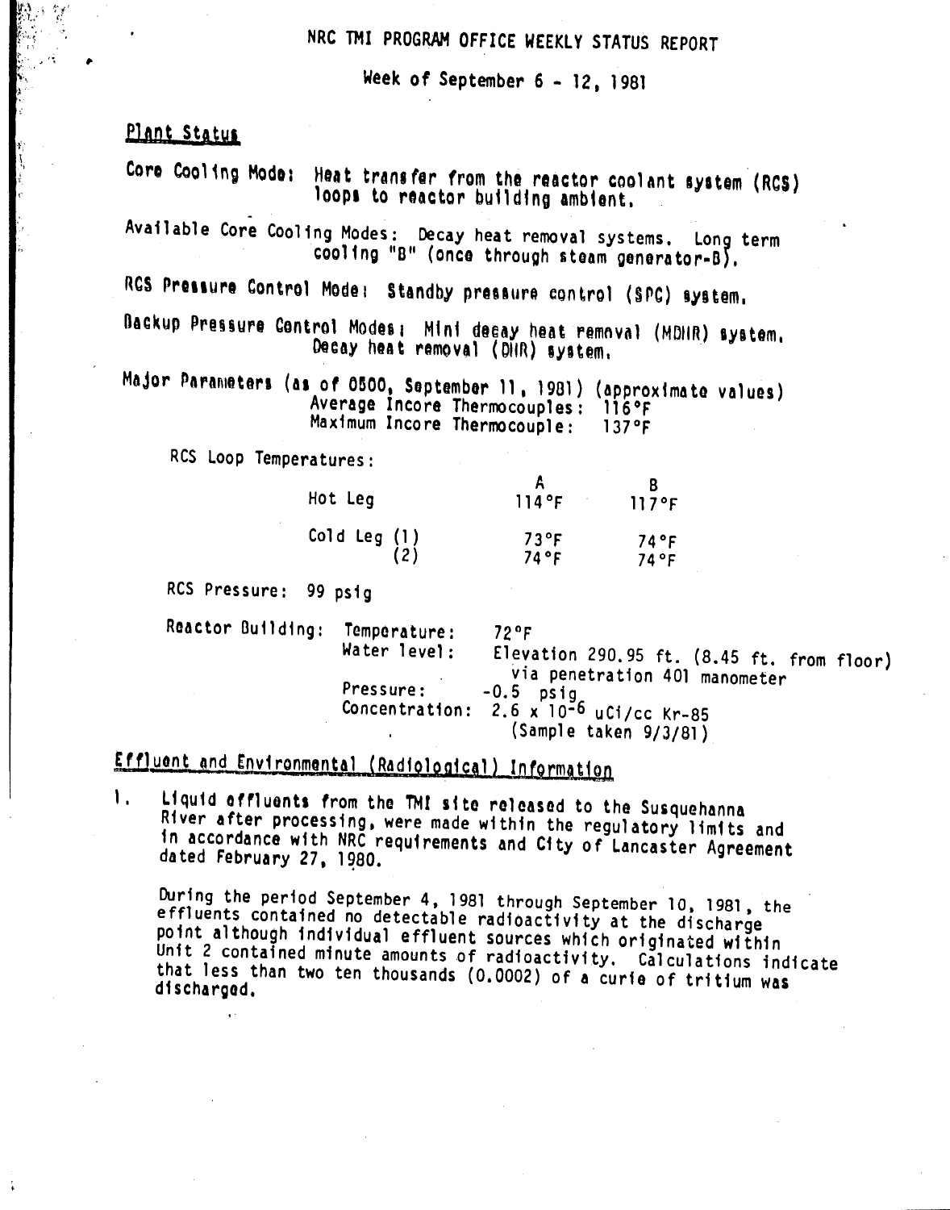# NRC TMI PROGRAM OFFICE WEEKLY STATUS REPORT

Week of September 6 - 12, 1981

## Plant Status

Core Cooling Mode: Heat transfer from the reactor coolant system (RCS) loops to reactor building ambient.

Available Core Cooling Modes: Decay heat removal systems. Long term cooling "B" (once through steam generator-B).

RCS Pressure Control Mode: Standby pressure control (SPC) system.

Backup Pressure Control Modes: Mini decay heat removal (MDHR) system. Decay heat removal (DHR) system.

Major Parameters (as of 0500, September 11, 1981) (approximate values)
Average Incore Thermocouples: 116°F
Maximum Incore Thermocouple: 137°F

RCS Loop Temperatures:

| | A | B |
|---|---|---|
| Hot Leg | 114°F | 117°F |
| Cold Leg (1) | 73°F | 74°F |
| (2) | 74°F | 74°F |

RCS Pressure: 99 psig

Reactor Building:
- Temperature: 72°F
- Water level: Elevation 290.95 ft. (8.45 ft. from floor) via penetration 401 manometer
- Pressure: -0.5 psig
- Concentration: $2.6 \times 10^{-6}$ uCi/cc Kr-85 (Sample taken 9/3/81)

## Effluent and Environmental (Radiological) Information

1. Liquid effluents from the TMI site released to the Susquehanna River after processing, were made within the regulatory limits and in accordance with NRC requirements and City of Lancaster Agreement dated February 27, 1980.

   During the period September 4, 1981 through September 10, 1981, the effluents contained no detectable radioactivity at the discharge point although individual effluent sources which originated within Unit 2 contained minute amounts of radioactivity. Calculations indicate that less than two ten thousands (0.0002) of a curie of tritium was discharged.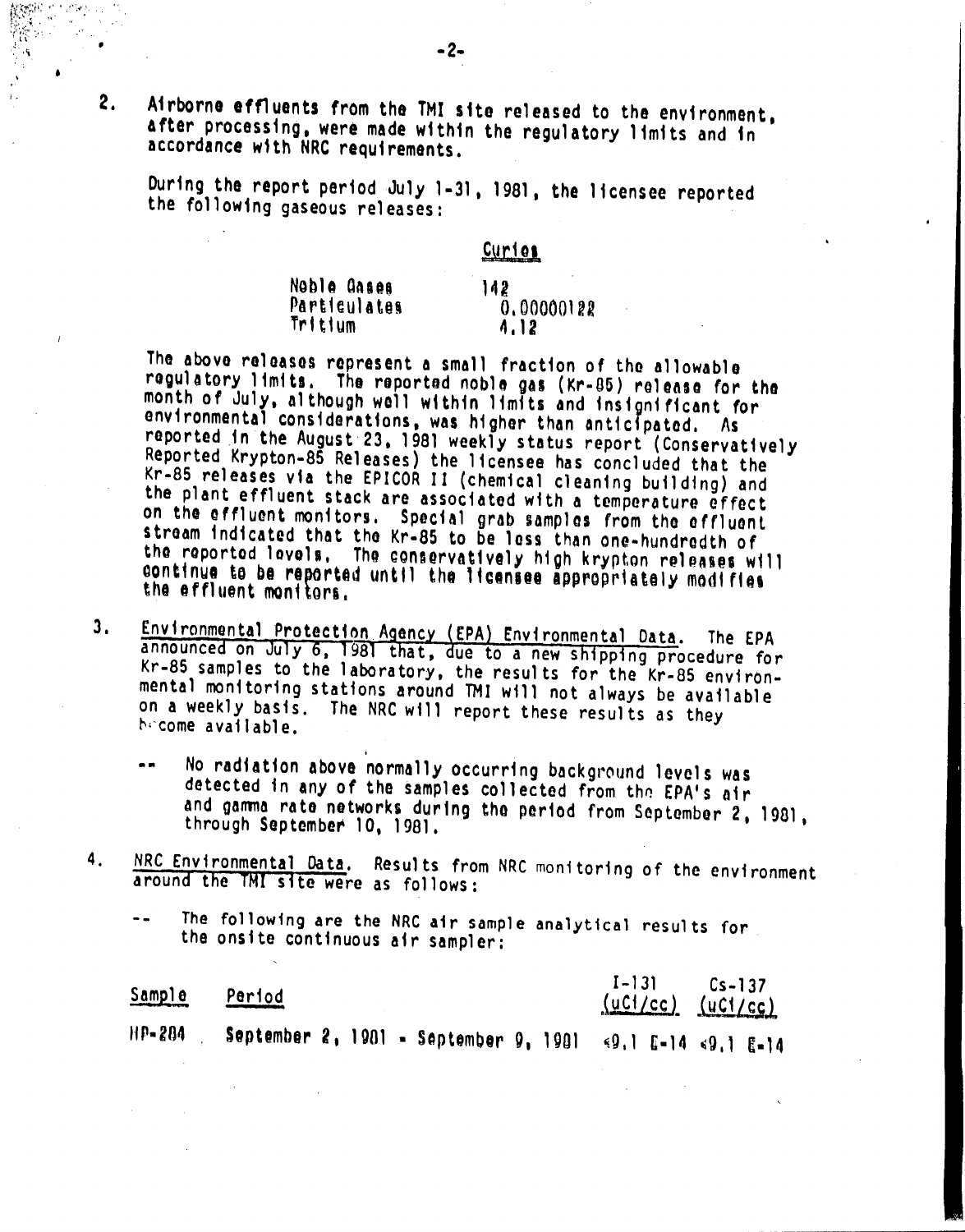2. Airborne effluents from the TMI site released to the environment, after processing, were made within the regulatory limits and in accordance with NRC requirements.

   During the report period July 1-31, 1981, the licensee reported the following gaseous releases:

| | Curies |
|---|---|
| Noble Gases | 142 |
| Particulates | 0.00000122 |
| Tritium | 4.12 |

   The above releases represent a small fraction of the allowable regulatory limits. The reported noble gas (Kr-85) release for the month of July, although well within limits and insignificant for environmental considerations, was higher than anticipated. As reported in the August 23, 1981 weekly status report (Conservatively Reported Krypton-85 Releases) the licensee has concluded that the Kr-85 releases via the EPICOR II (chemical cleaning building) and the plant effluent stack are associated with a temperature effect on the effluent monitors. Special grab samples from the effluent stream indicated that the Kr-85 to be less than one-hundredth of the reported levels. The conservatively high krypton releases will continue to be reported until the licensee appropriately modifies the effluent monitors.

3. Environmental Protection Agency (EPA) Environmental Data. The EPA announced on July 6, 1981 that, due to a new shipping procedure for Kr-85 samples to the laboratory, the results for the Kr-85 environmental monitoring stations around TMI will not always be available on a weekly basis. The NRC will report these results as they become available.

   -- No radiation above normally occurring background levels was detected in any of the samples collected from the EPA's air and gamma rate networks during the period from September 2, 1981, through September 10, 1981.

4. NRC Environmental Data. Results from NRC monitoring of the environment around the TMI site were as follows:

   -- The following are the NRC air sample analytical results for the onsite continuous air sampler:

| Sample | Period | I-131 (uCi/cc) | Cs-137 (uCi/cc) |
|---|---|---|---|
| HP-284 | September 2, 1981 - September 9, 1981 | <9.1 E-14 | <9.1 E-14 |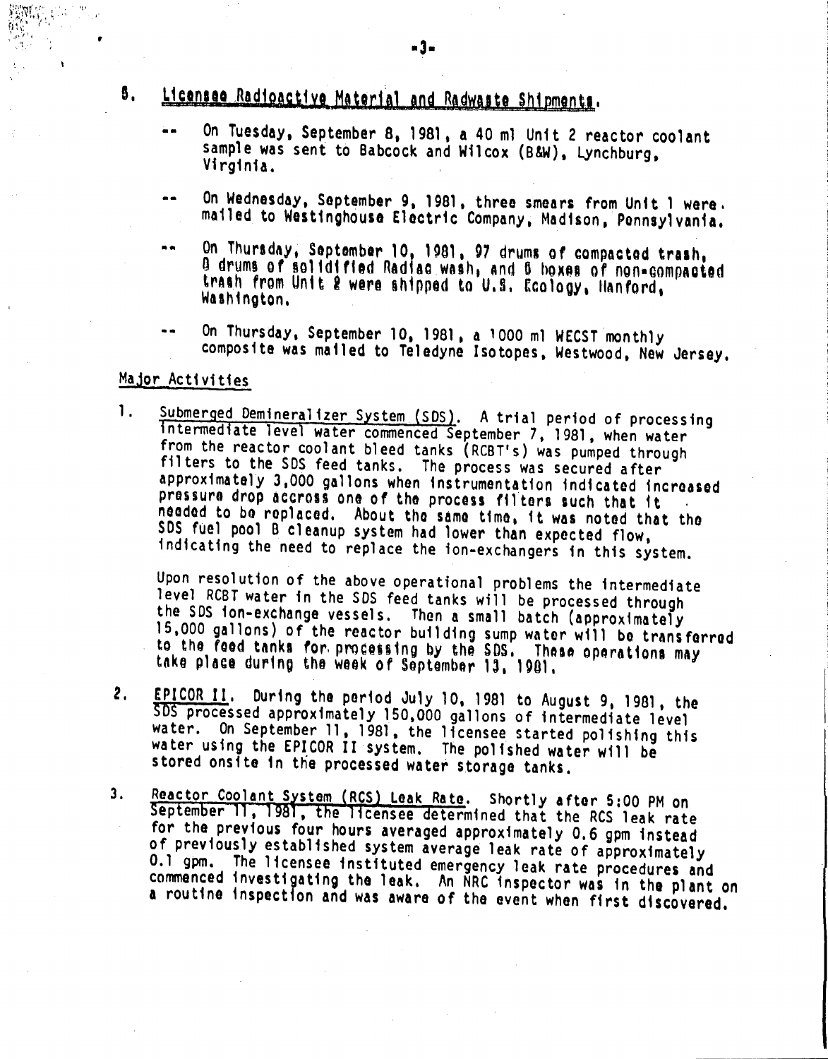## 5. Licensee Radioactive Material and Radwaste Shipments.

- -- On Tuesday, September 8, 1981, a 40 ml Unit 2 reactor coolant sample was sent to Babcock and Wilcox (B&W), Lynchburg, Virginia.
- -- On Wednesday, September 9, 1981, three smears from Unit 1 were mailed to Westinghouse Electric Company, Madison, Pennsylvania.
- -- On Thursday, September 10, 1981, 97 drums of compacted trash, 8 drums of solidified Radiac wash, and 5 boxes of non-compacted trash from Unit 2 were shipped to U.S. Ecology, Hanford, Washington.
- -- On Thursday, September 10, 1981, a 1000 ml WECST monthly composite was mailed to Teledyne Isotopes, Westwood, New Jersey.

## Major Activities

1. Submerged Demineralizer System (SDS). A trial period of processing intermediate level water commenced September 7, 1981, when water from the reactor coolant bleed tanks (RCBT's) was pumped through filters to the SDS feed tanks. The process was secured after approximately 3,000 gallons when instrumentation indicated increased pressure drop accross one of the process filters such that it needed to be replaced. About the same time, it was noted that the SDS fuel pool B cleanup system had lower than expected flow, indicating the need to replace the ion-exchangers in this system.

   Upon resolution of the above operational problems the intermediate level RCBT water in the SDS feed tanks will be processed through the SDS ion-exchange vessels. Then a small batch (approximately 15,000 gallons) of the reactor building sump water will be transferred to the feed tanks for processing by the SDS. These operations may take place during the week of September 13, 1981.

2. EPICOR II. During the period July 10, 1981 to August 9, 1981, the SDS processed approximately 150,000 gallons of intermediate level water. On September 11, 1981, the licensee started polishing this water using the EPICOR II system. The polished water will be stored onsite in the processed water storage tanks.

3. Reactor Coolant System (RCS) Leak Rate. Shortly after 5:00 PM on September 11, 1981, the licensee determined that the RCS leak rate for the previous four hours averaged approximately 0.6 gpm instead of previously established system average leak rate of approximately 0.1 gpm. The licensee instituted emergency leak rate procedures and commenced investigating the leak. An NRC inspector was in the plant on a routine inspection and was aware of the event when first discovered.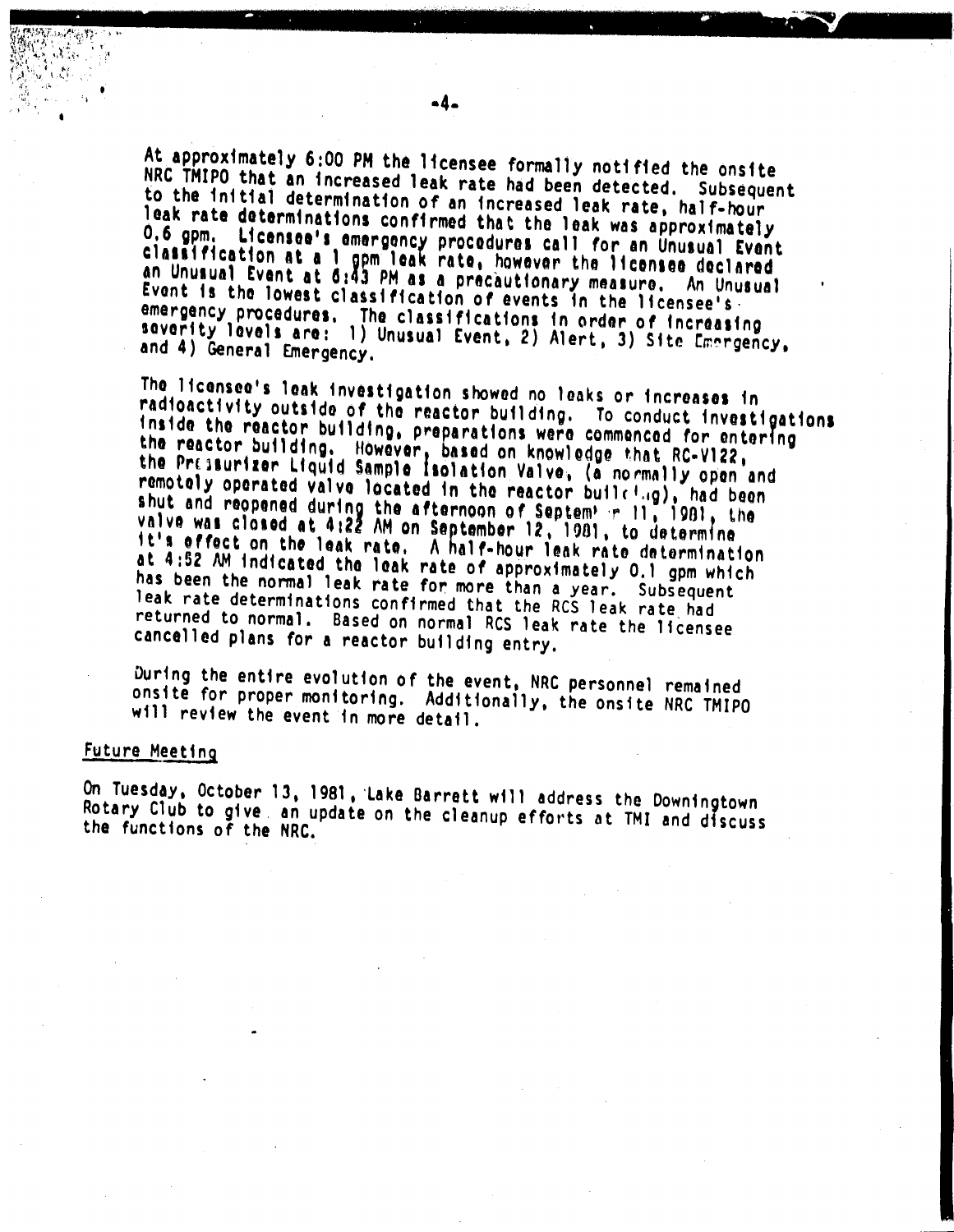At approximately 6:00 PM the licensee formally notified the onsite NRC TMIPO that an increased leak rate had been detected. Subsequent to the initial determination of an increased leak rate, half-hour leak rate determinations confirmed that the leak was approximately 0.6 gpm. Licensee's emergency procedures call for an Unusual Event classification at a 1 gpm leak rate, however the licensee declared an Unusual Event at 6:43 PM as a precautionary measure. An Unusual Event is the lowest classification of events in the licensee's emergency procedures. The classifications in order of increasing severity levels are: 1) Unusual Event, 2) Alert, 3) Site Emergency, and 4) General Emergency.

The licensee's leak investigation showed no leaks or increases in radioactivity outside of the reactor building. To conduct investigations inside the reactor building, preparations were commenced for entering the reactor building. However, based on knowledge that RC-V122, the Pressurizer Liquid Sample Isolation Valve, (a normally open and remotely operated valve located in the reactor building), had been shut and reopened during the afternoon of September 11, 1981, the valve was closed at 4:22 AM on September 12, 1981, to determine it's effect on the leak rate. A half-hour leak rate determination at 4:52 AM indicated the leak rate of approximately 0.1 gpm which has been the normal leak rate for more than a year. Subsequent leak rate determinations confirmed that the RCS leak rate had returned to normal. Based on normal RCS leak rate the licensee cancelled plans for a reactor building entry.

During the entire evolution of the event, NRC personnel remained onsite for proper monitoring. Additionally, the onsite NRC TMIPO will review the event in more detail.

## Future Meeting

On Tuesday, October 13, 1981, Lake Barrett will address the Downingtown Rotary Club to give an update on the cleanup efforts at TMI and discuss the functions of the NRC.